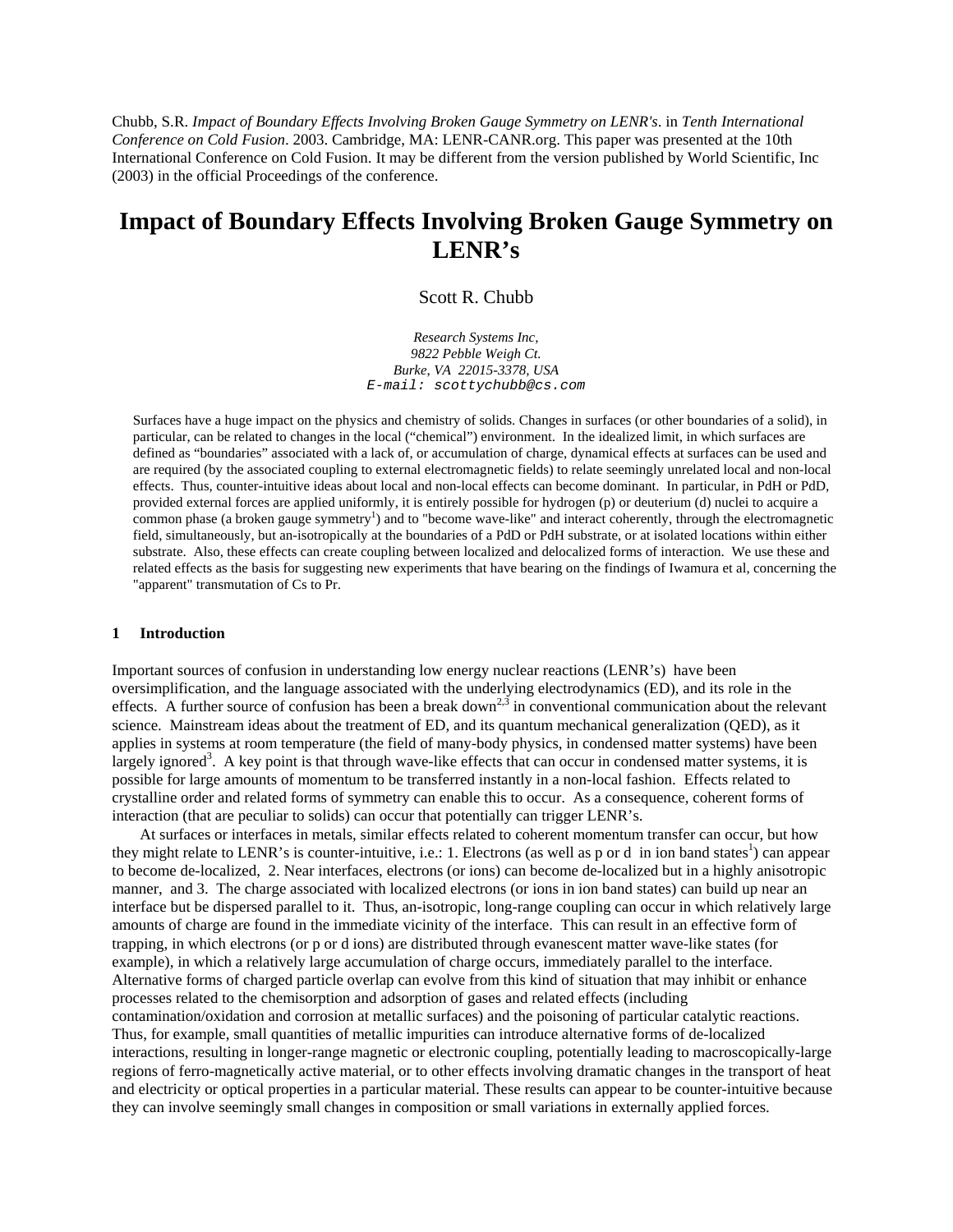Chubb, S.R. *Impact of Boundary Effects Involving Broken Gauge Symmetry on LENR's*. in *Tenth International Conference on Cold Fusion*. 2003. Cambridge, MA: LENR-CANR.org. This paper was presented at the 10th International Conference on Cold Fusion. It may be different from the version published by World Scientific, Inc (2003) in the official Proceedings of the conference.

# Impact of Boundary Effects Involving Broken Gauge Symmetry on LENR's

Scott R. Chubb

*Research Systems Inc,*
*9822 Pebble Weigh Ct.*
*Burke, VA 22015-3378, USA*
*E-mail: scottychubb@cs.com*

Surfaces have a huge impact on the physics and chemistry of solids. Changes in surfaces (or other boundaries of a solid), in particular, can be related to changes in the local ("chemical") environment. In the idealized limit, in which surfaces are defined as "boundaries" associated with a lack of, or accumulation of charge, dynamical effects at surfaces can be used and are required (by the associated coupling to external electromagnetic fields) to relate seemingly unrelated local and non-local effects. Thus, counter-intuitive ideas about local and non-local effects can become dominant. In particular, in PdH or PdD, provided external forces are applied uniformly, it is entirely possible for hydrogen (p) or deuterium (d) nuclei to acquire a common phase (a broken gauge symmetry[1]) and to "become wave-like" and interact coherently, through the electromagnetic field, simultaneously, but an-isotropically at the boundaries of a PdD or PdH substrate, or at isolated locations within either substrate. Also, these effects can create coupling between localized and delocalized forms of interaction. We use these and related effects as the basis for suggesting new experiments that have bearing on the findings of Iwamura et al, concerning the "apparent" transmutation of Cs to Pr.

## 1 Introduction

Important sources of confusion in understanding low energy nuclear reactions (LENR's) have been oversimplification, and the language associated with the underlying electrodynamics (ED), and its role in the effects. A further source of confusion has been a break down[2,3] in conventional communication about the relevant science. Mainstream ideas about the treatment of ED, and its quantum mechanical generalization (QED), as it applies in systems at room temperature (the field of many-body physics, in condensed matter systems) have been largely ignored[3]. A key point is that through wave-like effects that can occur in condensed matter systems, it is possible for large amounts of momentum to be transferred instantly in a non-local fashion. Effects related to crystalline order and related forms of symmetry can enable this to occur. As a consequence, coherent forms of interaction (that are peculiar to solids) can occur that potentially can trigger LENR's.

At surfaces or interfaces in metals, similar effects related to coherent momentum transfer can occur, but how they might relate to LENR's is counter-intuitive, i.e.: 1. Electrons (as well as p or d in ion band states[1]) can appear to become de-localized, 2. Near interfaces, electrons (or ions) can become de-localized but in a highly anisotropic manner, and 3. The charge associated with localized electrons (or ions in ion band states) can build up near an interface but be dispersed parallel to it. Thus, an-isotropic, long-range coupling can occur in which relatively large amounts of charge are found in the immediate vicinity of the interface. This can result in an effective form of trapping, in which electrons (or p or d ions) are distributed through evanescent matter wave-like states (for example), in which a relatively large accumulation of charge occurs, immediately parallel to the interface. Alternative forms of charged particle overlap can evolve from this kind of situation that may inhibit or enhance processes related to the chemisorption and adsorption of gases and related effects (including contamination/oxidation and corrosion at metallic surfaces) and the poisoning of particular catalytic reactions. Thus, for example, small quantities of metallic impurities can introduce alternative forms of de-localized interactions, resulting in longer-range magnetic or electronic coupling, potentially leading to macroscopically-large regions of ferro-magnetically active material, or to other effects involving dramatic changes in the transport of heat and electricity or optical properties in a particular material. These results can appear to be counter-intuitive because they can involve seemingly small changes in composition or small variations in externally applied forces.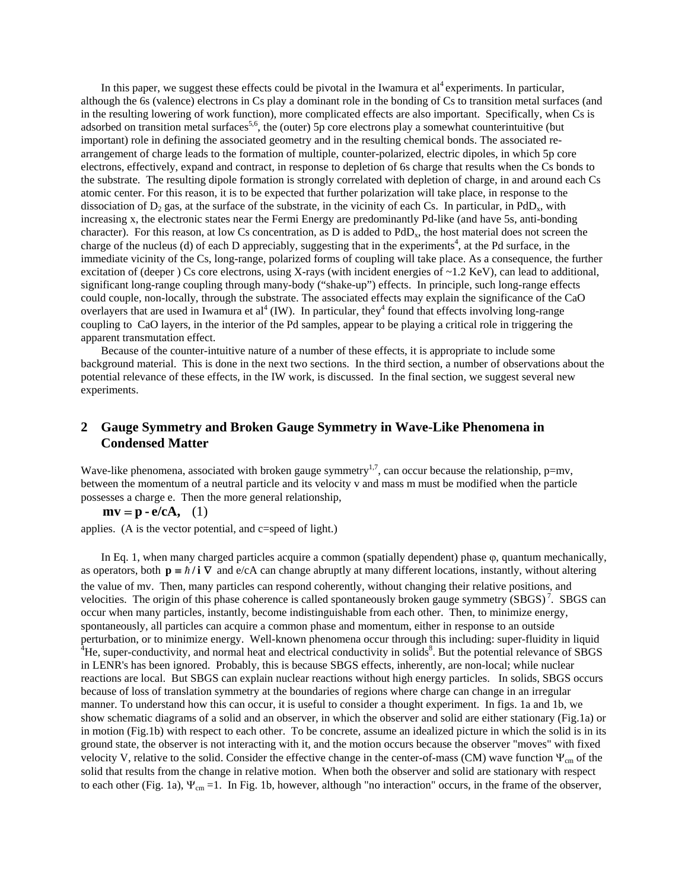In this paper, we suggest these effects could be pivotal in the Iwamura et al[4] experiments. In particular, although the 6s (valence) electrons in Cs play a dominant role in the bonding of Cs to transition metal surfaces (and in the resulting lowering of work function), more complicated effects are also important. Specifically, when Cs is adsorbed on transition metal surfaces[5,6], the (outer) 5p core electrons play a somewhat counterintuitive (but important) role in defining the associated geometry and in the resulting chemical bonds. The associated re-arrangement of charge leads to the formation of multiple, counter-polarized, electric dipoles, in which 5p core electrons, effectively, expand and contract, in response to depletion of 6s charge that results when the Cs bonds to the substrate. The resulting dipole formation is strongly correlated with depletion of charge, in and around each Cs atomic center. For this reason, it is to be expected that further polarization will take place, in response to the dissociation of $D_2$ gas, at the surface of the substrate, in the vicinity of each Cs. In particular, in $PdD_x$, with increasing x, the electronic states near the Fermi Energy are predominantly Pd-like (and have 5s, anti-bonding character). For this reason, at low Cs concentration, as D is added to $PdD_x$, the host material does not screen the charge of the nucleus (d) of each D appreciably, suggesting that in the experiments[4], at the Pd surface, in the immediate vicinity of the Cs, long-range, polarized forms of coupling will take place. As a consequence, the further excitation of (deeper ) Cs core electrons, using X-rays (with incident energies of ~1.2 KeV), can lead to additional, significant long-range coupling through many-body ("shake-up") effects. In principle, such long-range effects could couple, non-locally, through the substrate. The associated effects may explain the significance of the CaO overlayers that are used in Iwamura et al[4] (IW). In particular, they[4] found that effects involving long-range coupling to CaO layers, in the interior of the Pd samples, appear to be playing a critical role in triggering the apparent transmutation effect.

Because of the counter-intuitive nature of a number of these effects, it is appropriate to include some background material. This is done in the next two sections. In the third section, a number of observations about the potential relevance of these effects, in the IW work, is discussed. In the final section, we suggest several new experiments.

## 2 Gauge Symmetry and Broken Gauge Symmetry in Wave-Like Phenomena in Condensed Matter

Wave-like phenomena, associated with broken gauge symmetry[1,7], can occur because the relationship, p=mv, between the momentum of a neutral particle and its velocity v and mass m must be modified when the particle possesses a charge e. Then the more general relationship,

$$\mathbf{mv} = \mathbf{p} - \mathbf{e/cA}, \quad (1)$$

applies. (A is the vector potential, and c=speed of light.)

In Eq. 1, when many charged particles acquire a common (spatially dependent) phase φ, quantum mechanically, as operators, both $\mathbf{p} \equiv \hbar / \mathbf{i} \, \nabla$ and e/cA can change abruptly at many different locations, instantly, without altering the value of mv. Then, many particles can respond coherently, without changing their relative positions, and velocities. The origin of this phase coherence is called spontaneously broken gauge symmetry (SBGS)[7]. SBGS can occur when many particles, instantly, become indistinguishable from each other. Then, to minimize energy, spontaneously, all particles can acquire a common phase and momentum, either in response to an outside perturbation, or to minimize energy. Well-known phenomena occur through this including: super-fluidity in liquid $^4$He, super-conductivity, and normal heat and electrical conductivity in solids[8]. But the potential relevance of SBGS in LENR's has been ignored. Probably, this is because SBGS effects, inherently, are non-local; while nuclear reactions are local. But SBGS can explain nuclear reactions without high energy particles. In solids, SBGS occurs because of loss of translation symmetry at the boundaries of regions where charge can change in an irregular manner. To understand how this can occur, it is useful to consider a thought experiment. In figs. 1a and 1b, we show schematic diagrams of a solid and an observer, in which the observer and solid are either stationary (Fig.1a) or in motion (Fig.1b) with respect to each other. To be concrete, assume an idealized picture in which the solid is in its ground state, the observer is not interacting with it, and the motion occurs because the observer "moves" with fixed velocity V, relative to the solid. Consider the effective change in the center-of-mass (CM) wave function $\Psi_{cm}$ of the solid that results from the change in relative motion. When both the observer and solid are stationary with respect to each other (Fig. 1a), $\Psi_{cm}$ =1. In Fig. 1b, however, although "no interaction" occurs, in the frame of the observer,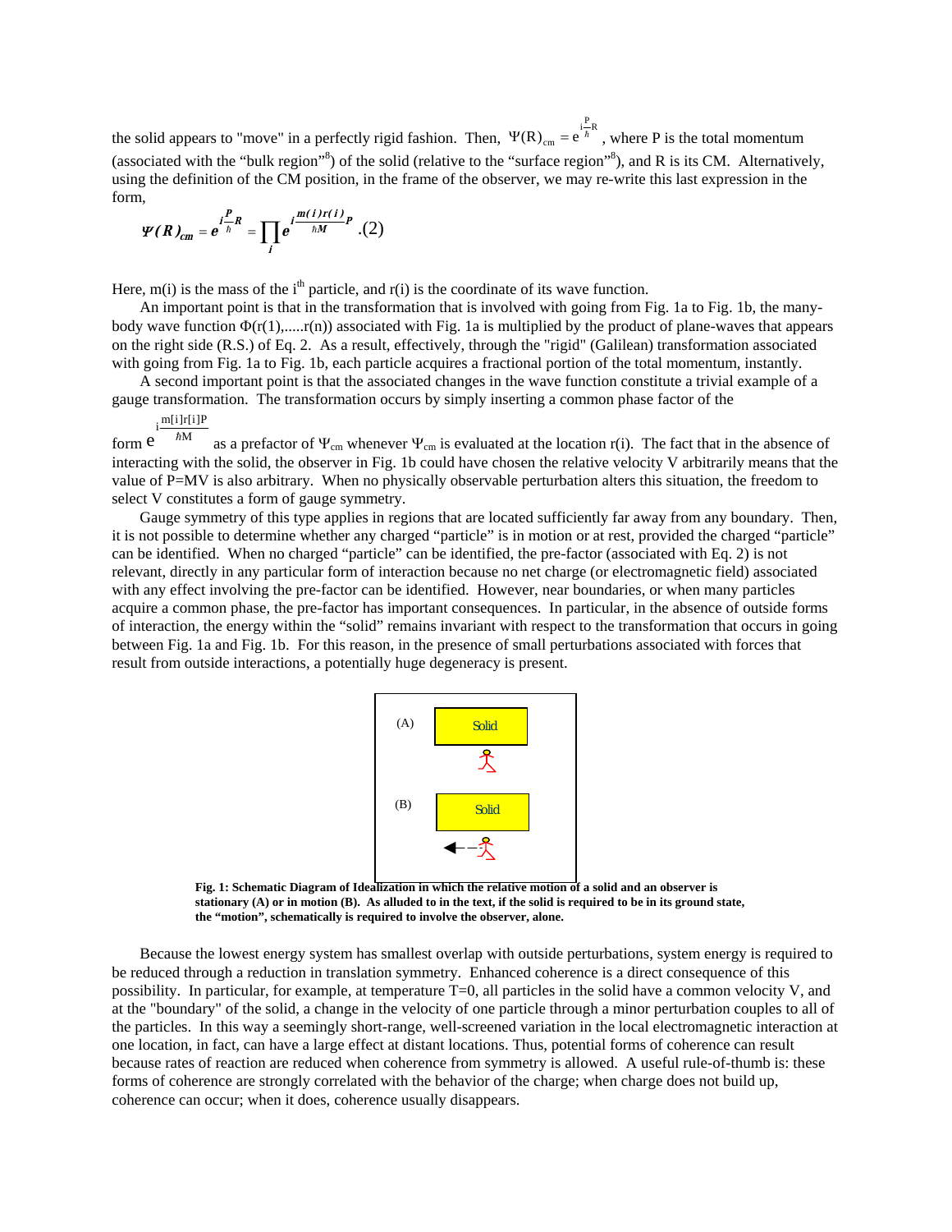the solid appears to "move" in a perfectly rigid fashion. Then, $\Psi(R)_{cm} = e^{i\frac{P}{\hbar}R}$, where P is the total momentum (associated with the "bulk region"[8]) of the solid (relative to the "surface region"[8]), and R is its CM. Alternatively, using the definition of the CM position, in the frame of the observer, we may re-write this last expression in the form,

$$\Psi(R)_{cm} = e^{i\frac{P}{\hbar}R} = \prod_i e^{i\frac{m(i)r(i)}{\hbar M}P} \quad (2)$$

Here, m(i) is the mass of the i$^{th}$ particle, and r(i) is the coordinate of its wave function.

An important point is that in the transformation that is involved with going from Fig. 1a to Fig. 1b, the many-body wave function $\Phi(r(1),.....r(n))$ associated with Fig. 1a is multiplied by the product of plane-waves that appears on the right side (R.S.) of Eq. 2. As a result, effectively, through the "rigid" (Galilean) transformation associated with going from Fig. 1a to Fig. 1b, each particle acquires a fractional portion of the total momentum, instantly.

A second important point is that the associated changes in the wave function constitute a trivial example of a gauge transformation. The transformation occurs by simply inserting a common phase factor of the form $e^{i\frac{m[i]r[i]P}{\hbar M}}$ as a prefactor of $\Psi_{cm}$ whenever $\Psi_{cm}$ is evaluated at the location r(i). The fact that in the absence of interacting with the solid, the observer in Fig. 1b could have chosen the relative velocity V arbitrarily means that the value of P=MV is also arbitrary. When no physically observable perturbation alters this situation, the freedom to select V constitutes a form of gauge symmetry.

Gauge symmetry of this type applies in regions that are located sufficiently far away from any boundary. Then, it is not possible to determine whether any charged "particle" is in motion or at rest, provided the charged "particle" can be identified. When no charged "particle" can be identified, the pre-factor (associated with Eq. 2) is not relevant, directly in any particular form of interaction because no net charge (or electromagnetic field) associated with any effect involving the pre-factor can be identified. However, near boundaries, or when many particles acquire a common phase, the pre-factor has important consequences. In particular, in the absence of outside forms of interaction, the energy within the "solid" remains invariant with respect to the transformation that occurs in going between Fig. 1a and Fig. 1b. For this reason, in the presence of small perturbations associated with forces that result from outside interactions, a potentially huge degeneracy is present.

**Fig. 1: Schematic Diagram of Idealization in which the relative motion of a solid and an observer is stationary (A) or in motion (B). As alluded to in the text, if the solid is required to be in its ground state, the "motion", schematically is required to involve the observer, alone.**

Because the lowest energy system has smallest overlap with outside perturbations, system energy is required to be reduced through a reduction in translation symmetry. Enhanced coherence is a direct consequence of this possibility. In particular, for example, at temperature T=0, all particles in the solid have a common velocity V, and at the "boundary" of the solid, a change in the velocity of one particle through a minor perturbation couples to all of the particles. In this way a seemingly short-range, well-screened variation in the local electromagnetic interaction at one location, in fact, can have a large effect at distant locations. Thus, potential forms of coherence can result because rates of reaction are reduced when coherence from symmetry is allowed. A useful rule-of-thumb is: these forms of coherence are strongly correlated with the behavior of the charge; when charge does not build up, coherence can occur; when it does, coherence usually disappears.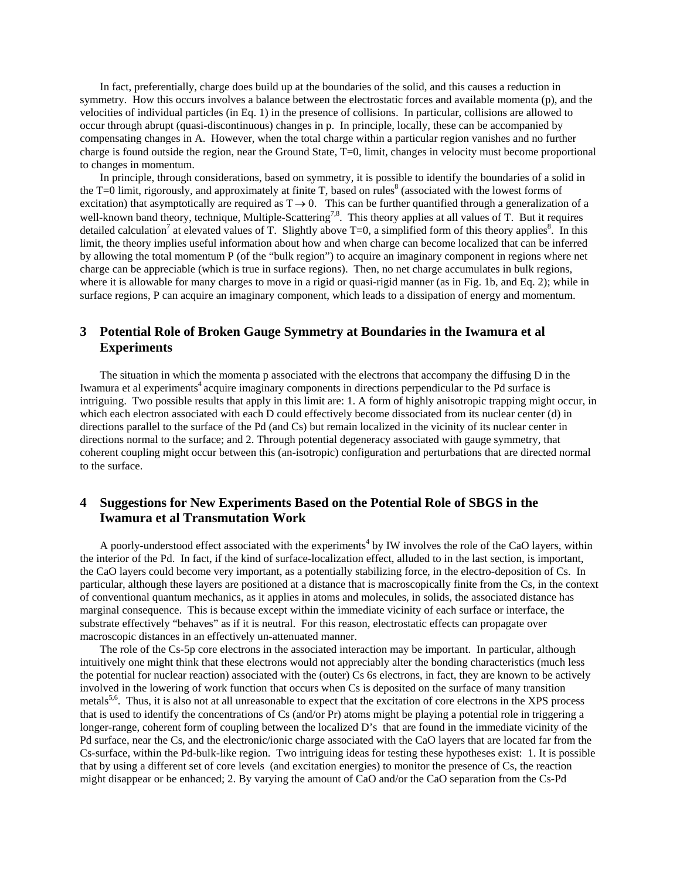In fact, preferentially, charge does build up at the boundaries of the solid, and this causes a reduction in symmetry. How this occurs involves a balance between the electrostatic forces and available momenta (p), and the velocities of individual particles (in Eq. 1) in the presence of collisions. In particular, collisions are allowed to occur through abrupt (quasi-discontinuous) changes in p. In principle, locally, these can be accompanied by compensating changes in A. However, when the total charge within a particular region vanishes and no further charge is found outside the region, near the Ground State, T=0, limit, changes in velocity must become proportional to changes in momentum.

In principle, through considerations, based on symmetry, it is possible to identify the boundaries of a solid in the T=0 limit, rigorously, and approximately at finite T, based on rules[8] (associated with the lowest forms of excitation) that asymptotically are required as $T \rightarrow 0$. This can be further quantified through a generalization of a well-known band theory, technique, Multiple-Scattering[7,8]. This theory applies at all values of T. But it requires detailed calculation[7] at elevated values of T. Slightly above T=0, a simplified form of this theory applies[8]. In this limit, the theory implies useful information about how and when charge can become localized that can be inferred by allowing the total momentum P (of the "bulk region") to acquire an imaginary component in regions where net charge can be appreciable (which is true in surface regions). Then, no net charge accumulates in bulk regions, where it is allowable for many charges to move in a rigid or quasi-rigid manner (as in Fig. 1b, and Eq. 2); while in surface regions, P can acquire an imaginary component, which leads to a dissipation of energy and momentum.

## 3 Potential Role of Broken Gauge Symmetry at Boundaries in the Iwamura et al Experiments

The situation in which the momenta p associated with the electrons that accompany the diffusing D in the Iwamura et al experiments[4] acquire imaginary components in directions perpendicular to the Pd surface is intriguing. Two possible results that apply in this limit are: 1. A form of highly anisotropic trapping might occur, in which each electron associated with each D could effectively become dissociated from its nuclear center (d) in directions parallel to the surface of the Pd (and Cs) but remain localized in the vicinity of its nuclear center in directions normal to the surface; and 2. Through potential degeneracy associated with gauge symmetry, that coherent coupling might occur between this (an-isotropic) configuration and perturbations that are directed normal to the surface.

## 4 Suggestions for New Experiments Based on the Potential Role of SBGS in the Iwamura et al Transmutation Work

A poorly-understood effect associated with the experiments[4] by IW involves the role of the CaO layers, within the interior of the Pd. In fact, if the kind of surface-localization effect, alluded to in the last section, is important, the CaO layers could become very important, as a potentially stabilizing force, in the electro-deposition of Cs. In particular, although these layers are positioned at a distance that is macroscopically finite from the Cs, in the context of conventional quantum mechanics, as it applies in atoms and molecules, in solids, the associated distance has marginal consequence. This is because except within the immediate vicinity of each surface or interface, the substrate effectively "behaves" as if it is neutral. For this reason, electrostatic effects can propagate over macroscopic distances in an effectively un-attenuated manner.

The role of the Cs-5p core electrons in the associated interaction may be important. In particular, although intuitively one might think that these electrons would not appreciably alter the bonding characteristics (much less the potential for nuclear reaction) associated with the (outer) Cs 6s electrons, in fact, they are known to be actively involved in the lowering of work function that occurs when Cs is deposited on the surface of many transition metals[5,6]. Thus, it is also not at all unreasonable to expect that the excitation of core electrons in the XPS process that is used to identify the concentrations of Cs (and/or Pr) atoms might be playing a potential role in triggering a longer-range, coherent form of coupling between the localized D's that are found in the immediate vicinity of the Pd surface, near the Cs, and the electronic/ionic charge associated with the CaO layers that are located far from the Cs-surface, within the Pd-bulk-like region. Two intriguing ideas for testing these hypotheses exist: 1. It is possible that by using a different set of core levels (and excitation energies) to monitor the presence of Cs, the reaction might disappear or be enhanced; 2. By varying the amount of CaO and/or the CaO separation from the Cs-Pd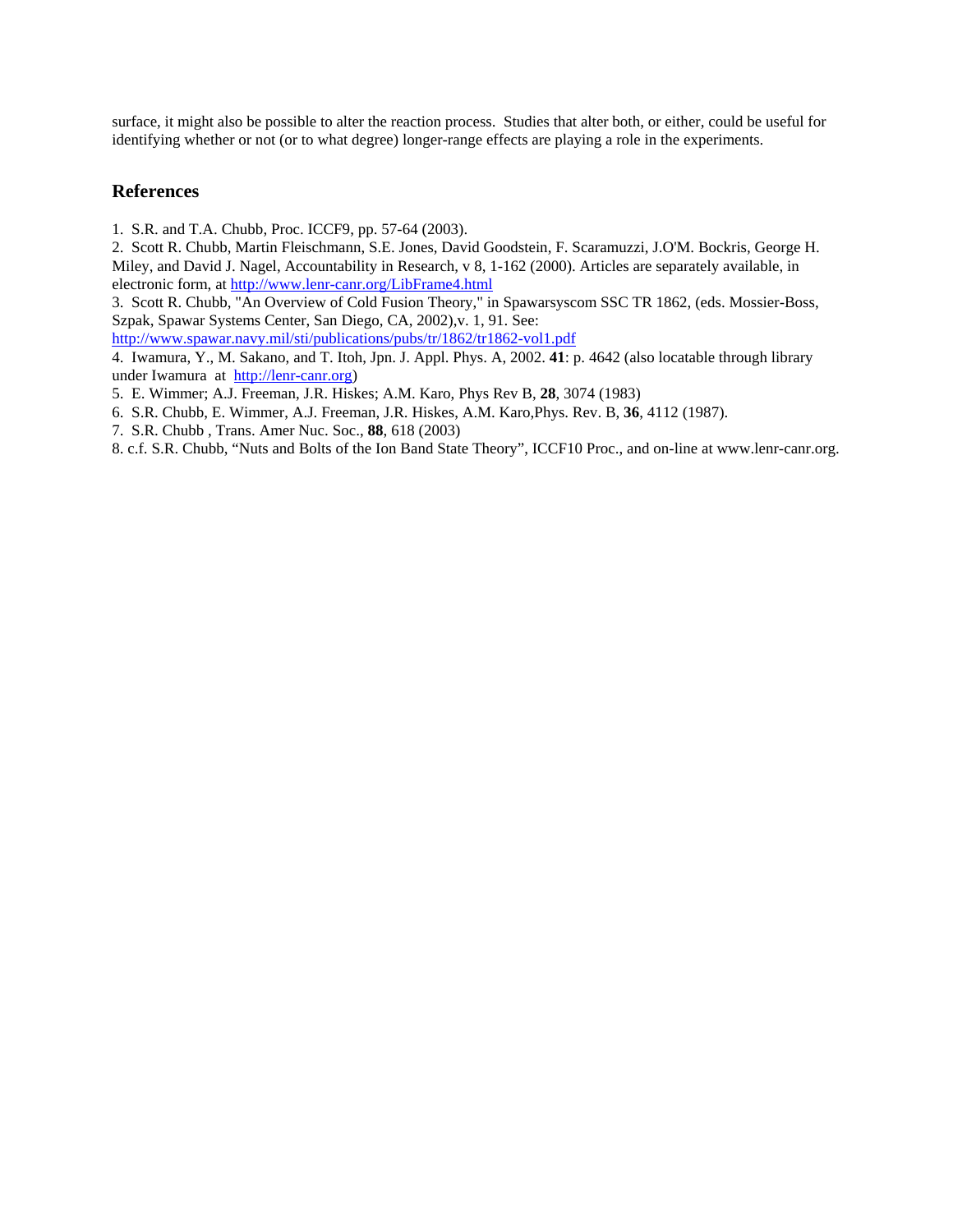surface, it might also be possible to alter the reaction process. Studies that alter both, or either, could be useful for identifying whether or not (or to what degree) longer-range effects are playing a role in the experiments.

## References

1. S.R. and T.A. Chubb, Proc. ICCF9, pp. 57-64 (2003).
2. Scott R. Chubb, Martin Fleischmann, S.E. Jones, David Goodstein, F. Scaramuzzi, J.O'M. Bockris, George H. Miley, and David J. Nagel, Accountability in Research, v 8, 1-162 (2000). Articles are separately available, in electronic form, at http://www.lenr-canr.org/LibFrame4.html
3. Scott R. Chubb, "An Overview of Cold Fusion Theory," in Spawarsyscom SSC TR 1862, (eds. Mossier-Boss, Szpak, Spawar Systems Center, San Diego, CA, 2002),v. 1, 91. See: http://www.spawar.navy.mil/sti/publications/pubs/tr/1862/tr1862-vol1.pdf
4. Iwamura, Y., M. Sakano, and T. Itoh, Jpn. J. Appl. Phys. A, 2002. **41**: p. 4642 (also locatable through library under Iwamura at http://lenr-canr.org)
5. E. Wimmer; A.J. Freeman, J.R. Hiskes; A.M. Karo, Phys Rev B, **28**, 3074 (1983)
6. S.R. Chubb, E. Wimmer, A.J. Freeman, J.R. Hiskes, A.M. Karo,Phys. Rev. B, **36**, 4112 (1987).
7. S.R. Chubb , Trans. Amer Nuc. Soc., **88**, 618 (2003)
8. c.f. S.R. Chubb, "Nuts and Bolts of the Ion Band State Theory", ICCF10 Proc., and on-line at www.lenr-canr.org.